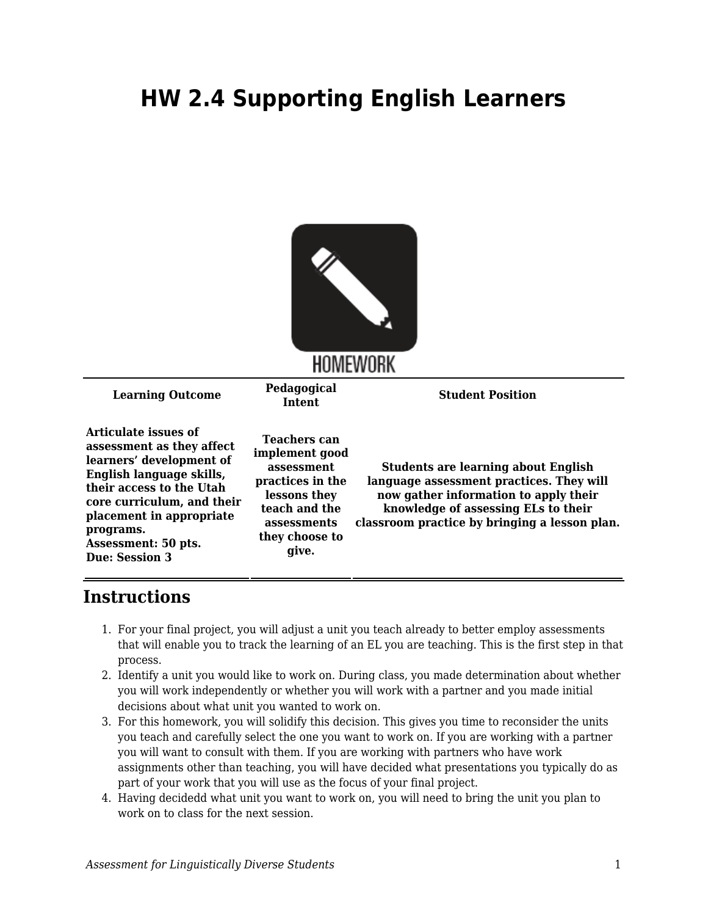# HW 2.4 Supporting English Learners

HOMEWORK

| Learning Outcome | Pedagogical Intent | Student Position |
| --- | --- | --- |
| **Articulate issues of assessment as they affect learners' development of English language skills, their access to the Utah core curriculum, and their placement in appropriate programs.**<br>**Assessment: 50 pts.**<br>**Due: Session 3** | **Teachers can implement good assessment practices in the lessons they teach and the assessments they choose to give.** | **Students are learning about English language assessment practices. They will now gather information to apply their knowledge of assessing ELs to their classroom practice by bringing a lesson plan.** |

## Instructions

1. For your final project, you will adjust a unit you teach already to better employ assessments that will enable you to track the learning of an EL you are teaching. This is the first step in that process.
2. Identify a unit you would like to work on. During class, you made determination about whether you will work independently or whether you will work with a partner and you made initial decisions about what unit you wanted to work on.
3. For this homework, you will solidify this decision. This gives you time to reconsider the units you teach and carefully select the one you want to work on. If you are working with a partner you will want to consult with them. If you are working with partners who have work assignments other than teaching, you will have decided what presentations you typically do as part of your work that you will use as the focus of your final project.
4. Having decidedd what unit you want to work on, you will need to bring the unit you plan to work on to class for the next session.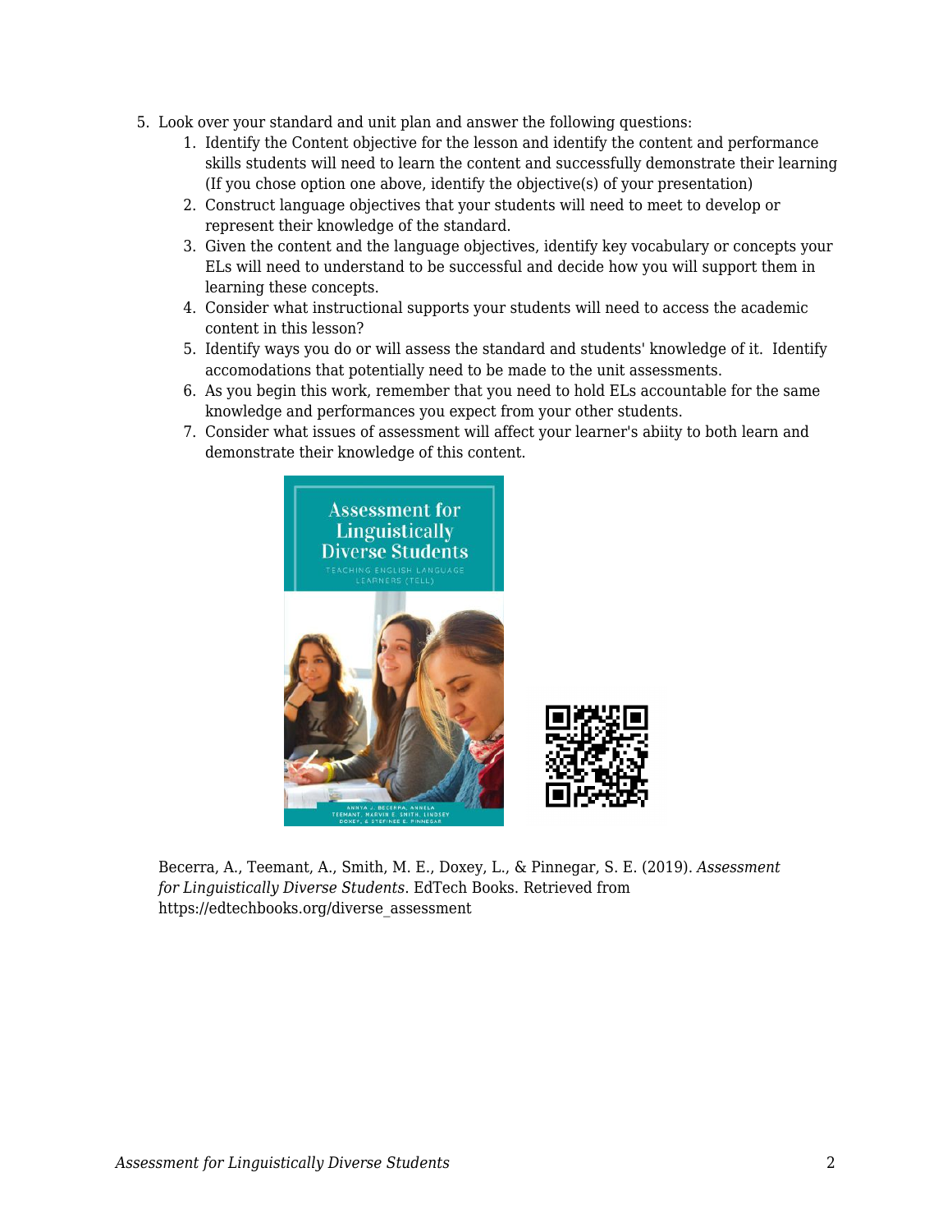5. Look over your standard and unit plan and answer the following questions:
    1. Identify the Content objective for the lesson and identify the content and performance skills students will need to learn the content and successfully demonstrate their learning (If you chose option one above, identify the objective(s) of your presentation)
    2. Construct language objectives that your students will need to meet to develop or represent their knowledge of the standard.
    3. Given the content and the language objectives, identify key vocabulary or concepts your ELs will need to understand to be successful and decide how you will support them in learning these concepts.
    4. Consider what instructional supports your students will need to access the academic content in this lesson?
    5. Identify ways you do or will assess the standard and students' knowledge of it. Identify accomodations that potentially need to be made to the unit assessments.
    6. As you begin this work, remember that you need to hold ELs accountable for the same knowledge and performances you expect from your other students.
    7. Consider what issues of assessment will affect your learner's abiity to both learn and demonstrate their knowledge of this content.

Becerra, A., Teemant, A., Smith, M. E., Doxey, L., & Pinnegar, S. E. (2019). *Assessment for Linguistically Diverse Students*. EdTech Books. Retrieved from https://edtechbooks.org/diverse_assessment